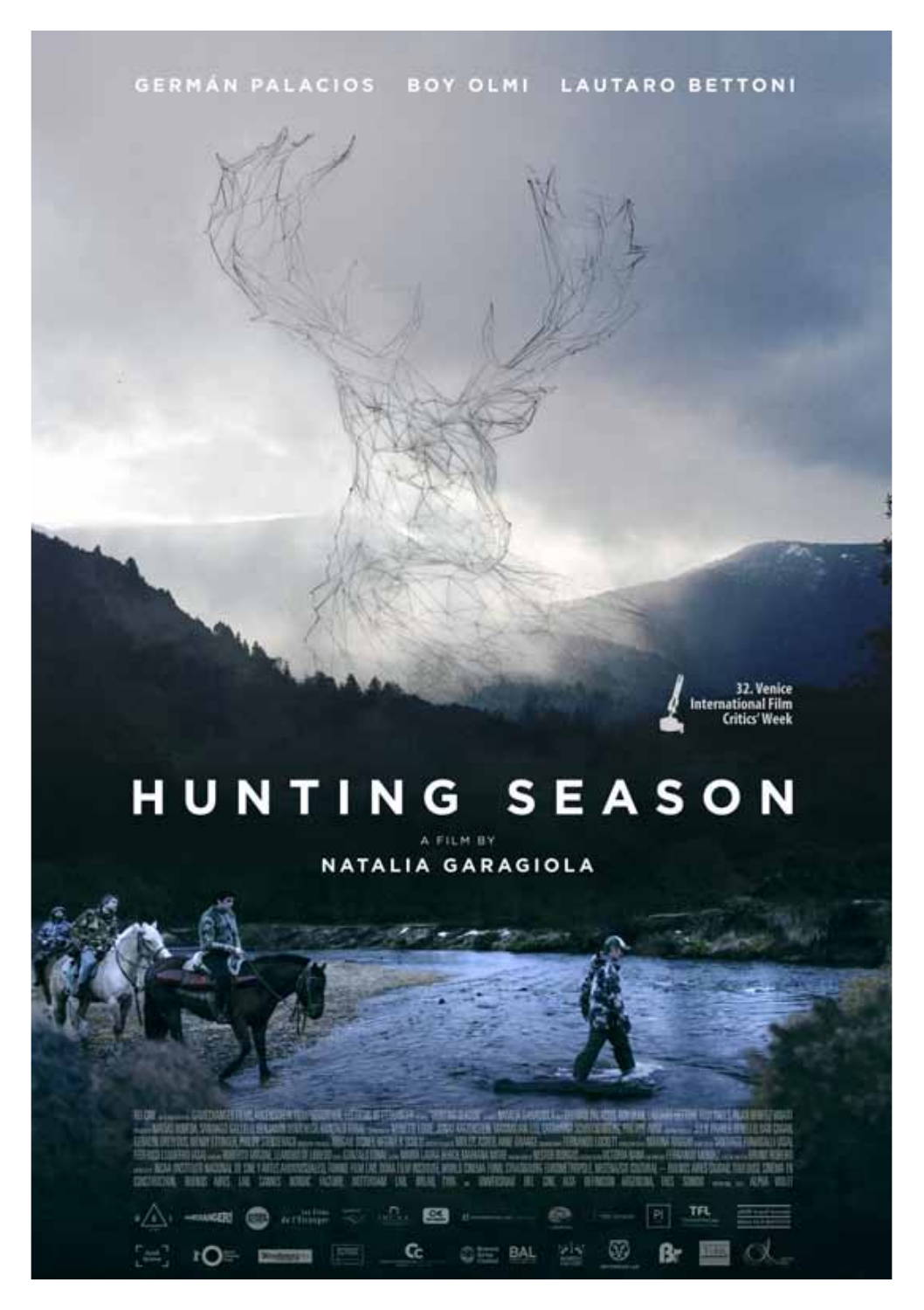GERMÁN PALACIOS BOY OLMI LAUTARO BETTONI

32. Venice International Film Critics' Week

# HUNTING SEASON

A FILM BY

NATALIA GARAGIOLA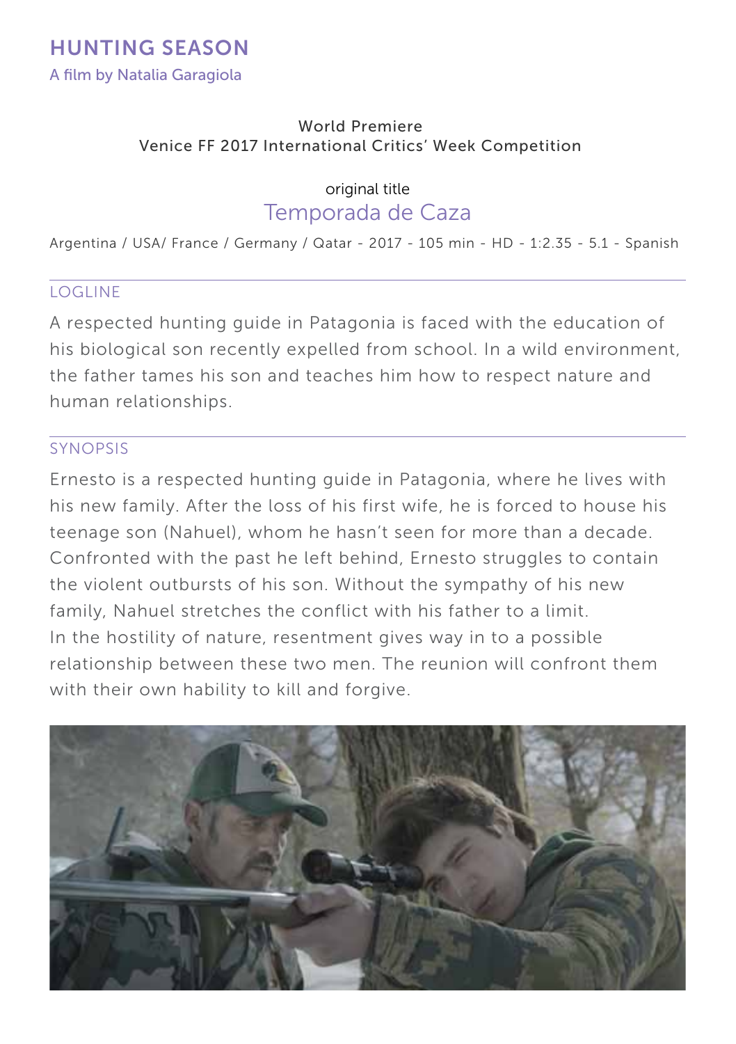# HUNTING SEASON

A film by Natalia Garagiola

World Premiere
Venice FF 2017 International Critics' Week Competition

original title

## Temporada de Caza

Argentina / USA/ France / Germany / Qatar - 2017 - 105 min - HD - 1:2.35 - 5.1 - Spanish

## LOGLINE

A respected hunting guide in Patagonia is faced with the education of his biological son recently expelled from school. In a wild environment, the father tames his son and teaches him how to respect nature and human relationships.

## SYNOPSIS

Ernesto is a respected hunting guide in Patagonia, where he lives with his new family. After the loss of his first wife, he is forced to house his teenage son (Nahuel), whom he hasn't seen for more than a decade. Confronted with the past he left behind, Ernesto struggles to contain the violent outbursts of his son. Without the sympathy of his new family, Nahuel stretches the conflict with his father to a limit.
In the hostility of nature, resentment gives way in to a possible relationship between these two men. The reunion will confront them with their own hability to kill and forgive.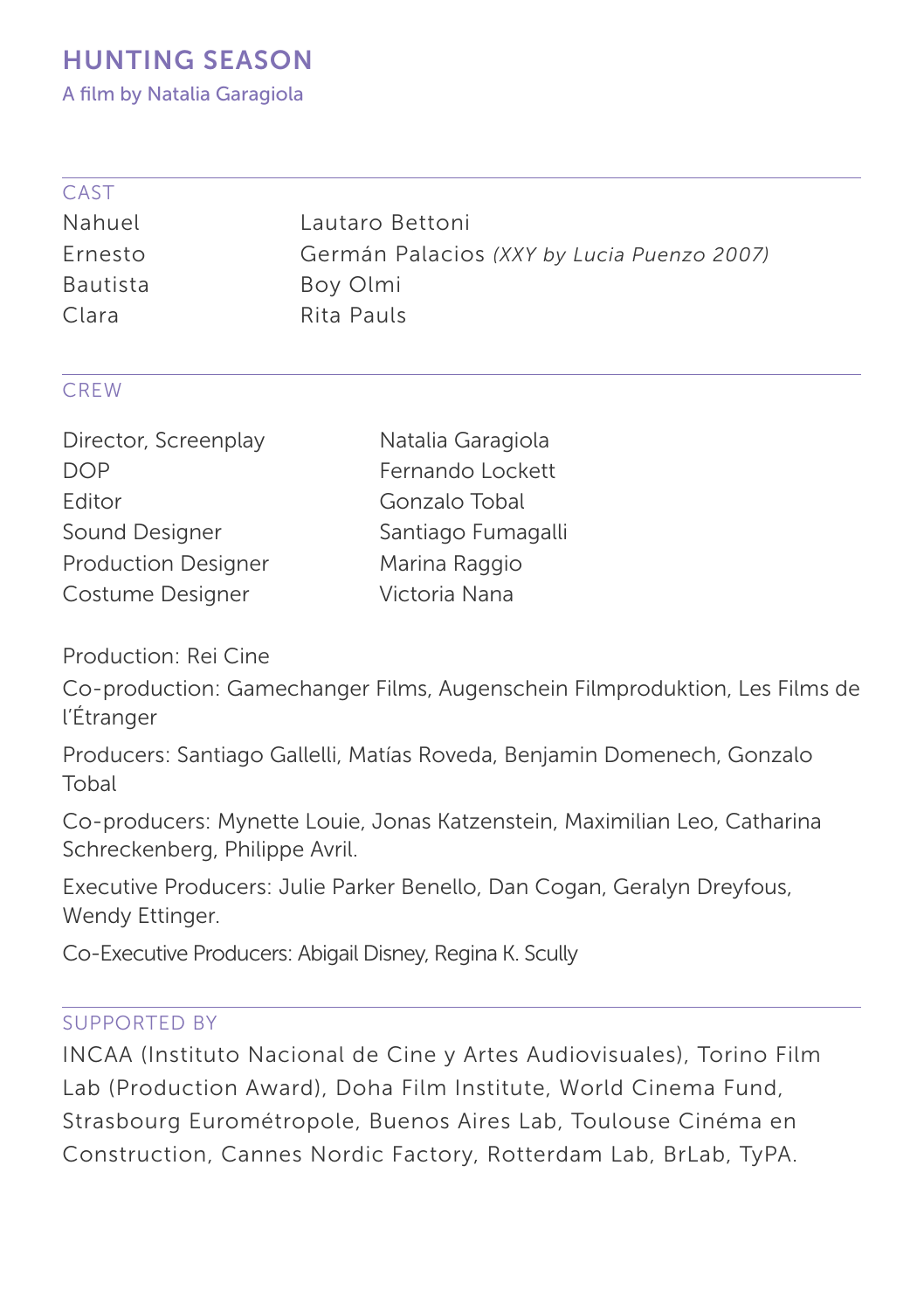# HUNTING SEASON

A film by Natalia Garagiola

## CAST

| | |
|---|---|
| Nahuel | Lautaro Bettoni |
| Ernesto | Germán Palacios *(XXY by Lucia Puenzo 2007)* |
| Bautista | Boy Olmi |
| Clara | Rita Pauls |

## CREW

| | |
|---|---|
| Director, Screenplay | Natalia Garagiola |
| DOP | Fernando Lockett |
| Editor | Gonzalo Tobal |
| Sound Designer | Santiago Fumagalli |
| Production Designer | Marina Raggio |
| Costume Designer | Victoria Nana |

Production: Rei Cine

Co-production: Gamechanger Films, Augenschein Filmproduktion, Les Films de l'Étranger

Producers: Santiago Gallelli, Matías Roveda, Benjamin Domenech, Gonzalo Tobal

Co-producers: Mynette Louie, Jonas Katzenstein, Maximilian Leo, Catharina Schreckenberg, Philippe Avril.

Executive Producers: Julie Parker Benello, Dan Cogan, Geralyn Dreyfous, Wendy Ettinger.

Co-Executive Producers: Abigail Disney, Regina K. Scully

## SUPPORTED BY

INCAA (Instituto Nacional de Cine y Artes Audiovisuales), Torino Film Lab (Production Award), Doha Film Institute, World Cinema Fund, Strasbourg Eurométropole, Buenos Aires Lab, Toulouse Cinéma en Construction, Cannes Nordic Factory, Rotterdam Lab, BrLab, TyPA.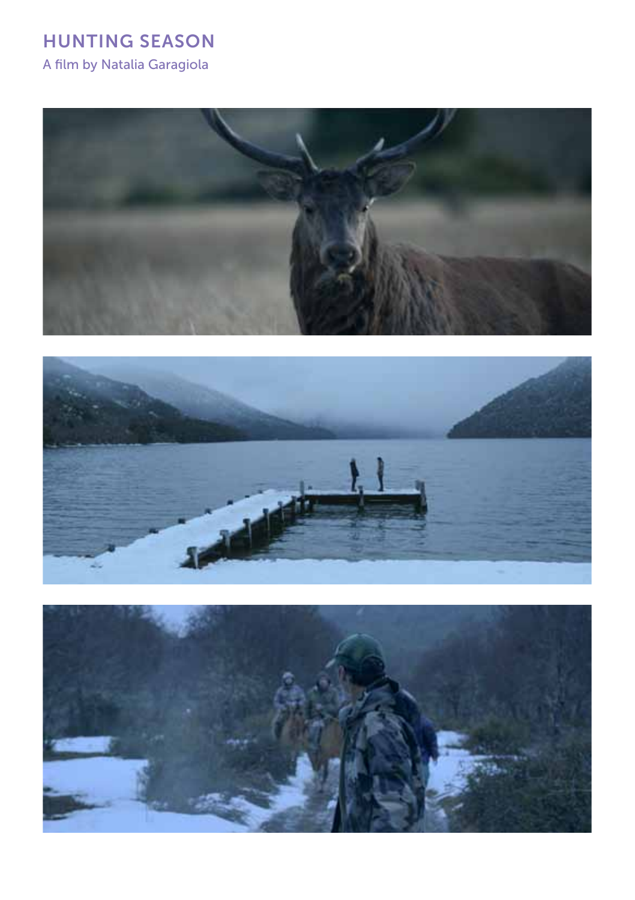# HUNTING SEASON

A film by Natalia Garagiola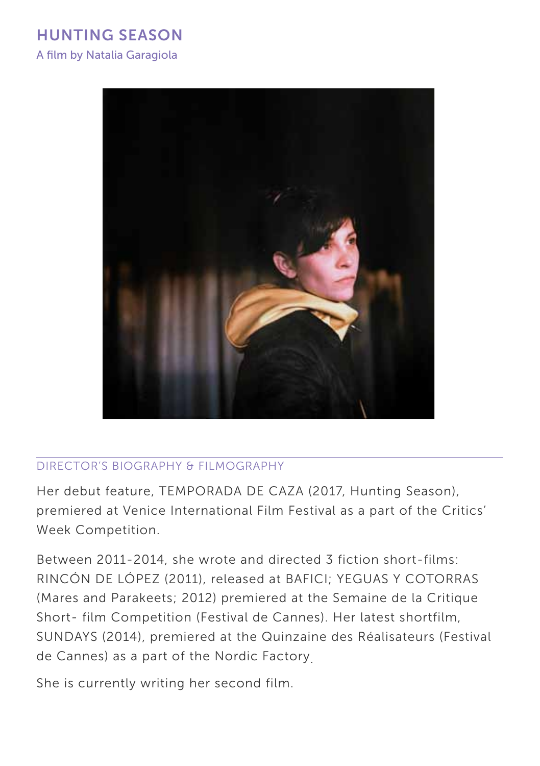# HUNTING SEASON

A film by Natalia Garagiola

## DIRECTOR'S BIOGRAPHY & FILMOGRAPHY

Her debut feature, TEMPORADA DE CAZA (2017, Hunting Season), premiered at Venice International Film Festival as a part of the Critics' Week Competition.

Between 2011-2014, she wrote and directed 3 fiction short-films: RINCÓN DE LÓPEZ (2011), released at BAFICI; YEGUAS Y COTORRAS (Mares and Parakeets; 2012) premiered at the Semaine de la Critique Short- film Competition (Festival de Cannes). Her latest shortfilm, SUNDAYS (2014), premiered at the Quinzaine des Réalisateurs (Festival de Cannes) as a part of the Nordic Factory.

She is currently writing her second film.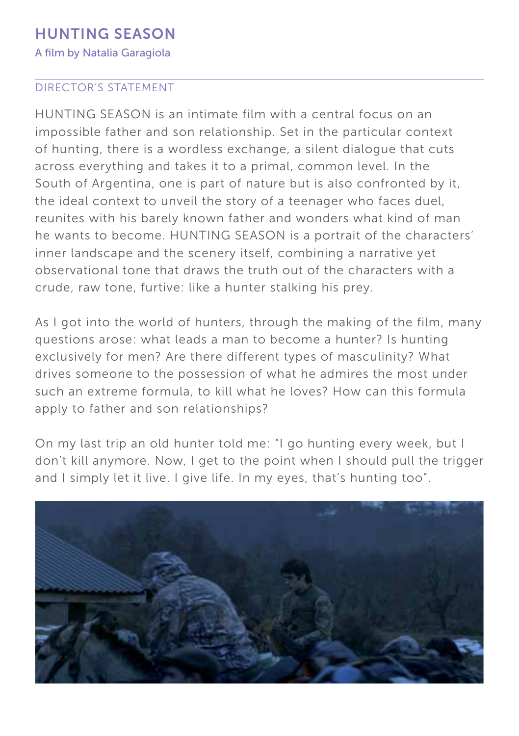# HUNTING SEASON

A film by Natalia Garagiola

## DIRECTOR'S STATEMENT

HUNTING SEASON is an intimate film with a central focus on an impossible father and son relationship. Set in the particular context of hunting, there is a wordless exchange, a silent dialogue that cuts across everything and takes it to a primal, common level. In the South of Argentina, one is part of nature but is also confronted by it, the ideal context to unveil the story of a teenager who faces duel, reunites with his barely known father and wonders what kind of man he wants to become. HUNTING SEASON is a portrait of the characters' inner landscape and the scenery itself, combining a narrative yet observational tone that draws the truth out of the characters with a crude, raw tone, furtive: like a hunter stalking his prey.

As I got into the world of hunters, through the making of the film, many questions arose: what leads a man to become a hunter? Is hunting exclusively for men? Are there different types of masculinity? What drives someone to the possession of what he admires the most under such an extreme formula, to kill what he loves? How can this formula apply to father and son relationships?

On my last trip an old hunter told me: "I go hunting every week, but I don't kill anymore. Now, I get to the point when I should pull the trigger and I simply let it live. I give life. In my eyes, that's hunting too".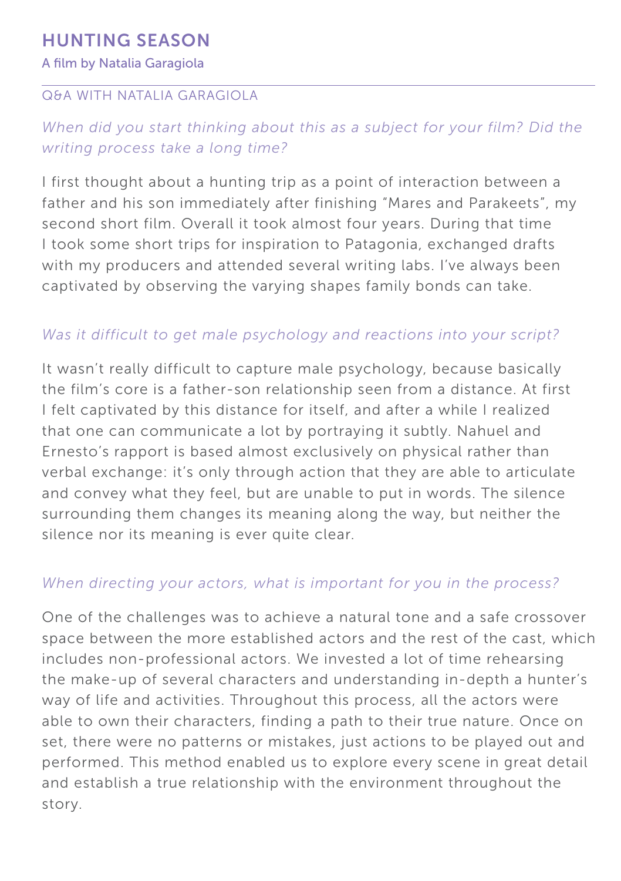# HUNTING SEASON

A film by Natalia Garagiola

## Q&A WITH NATALIA GARAGIOLA

*When did you start thinking about this as a subject for your film? Did the writing process take a long time?*

I first thought about a hunting trip as a point of interaction between a father and his son immediately after finishing "Mares and Parakeets", my second short film. Overall it took almost four years. During that time I took some short trips for inspiration to Patagonia, exchanged drafts with my producers and attended several writing labs. I've always been captivated by observing the varying shapes family bonds can take.

*Was it difficult to get male psychology and reactions into your script?*

It wasn't really difficult to capture male psychology, because basically the film's core is a father-son relationship seen from a distance. At first I felt captivated by this distance for itself, and after a while I realized that one can communicate a lot by portraying it subtly. Nahuel and Ernesto's rapport is based almost exclusively on physical rather than verbal exchange: it's only through action that they are able to articulate and convey what they feel, but are unable to put in words. The silence surrounding them changes its meaning along the way, but neither the silence nor its meaning is ever quite clear.

*When directing your actors, what is important for you in the process?*

One of the challenges was to achieve a natural tone and a safe crossover space between the more established actors and the rest of the cast, which includes non-professional actors. We invested a lot of time rehearsing the make-up of several characters and understanding in-depth a hunter's way of life and activities. Throughout this process, all the actors were able to own their characters, finding a path to their true nature. Once on set, there were no patterns or mistakes, just actions to be played out and performed. This method enabled us to explore every scene in great detail and establish a true relationship with the environment throughout the story.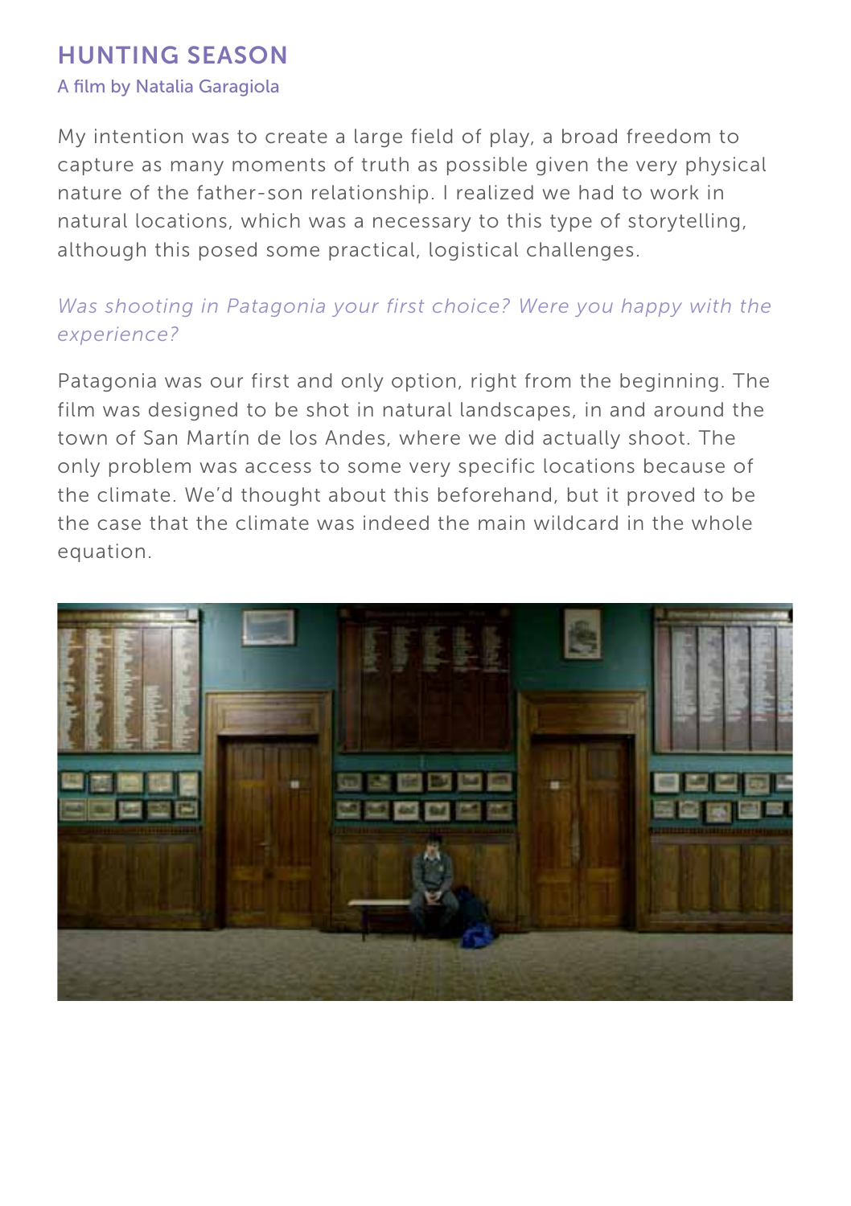## HUNTING SEASON

A film by Natalia Garagiola

My intention was to create a large field of play, a broad freedom to capture as many moments of truth as possible given the very physical nature of the father-son relationship. I realized we had to work in natural locations, which was a necessary to this type of storytelling, although this posed some practical, logistical challenges.

*Was shooting in Patagonia your first choice? Were you happy with the experience?*

Patagonia was our first and only option, right from the beginning. The film was designed to be shot in natural landscapes, in and around the town of San Martín de los Andes, where we did actually shoot. The only problem was access to some very specific locations because of the climate. We'd thought about this beforehand, but it proved to be the case that the climate was indeed the main wildcard in the whole equation.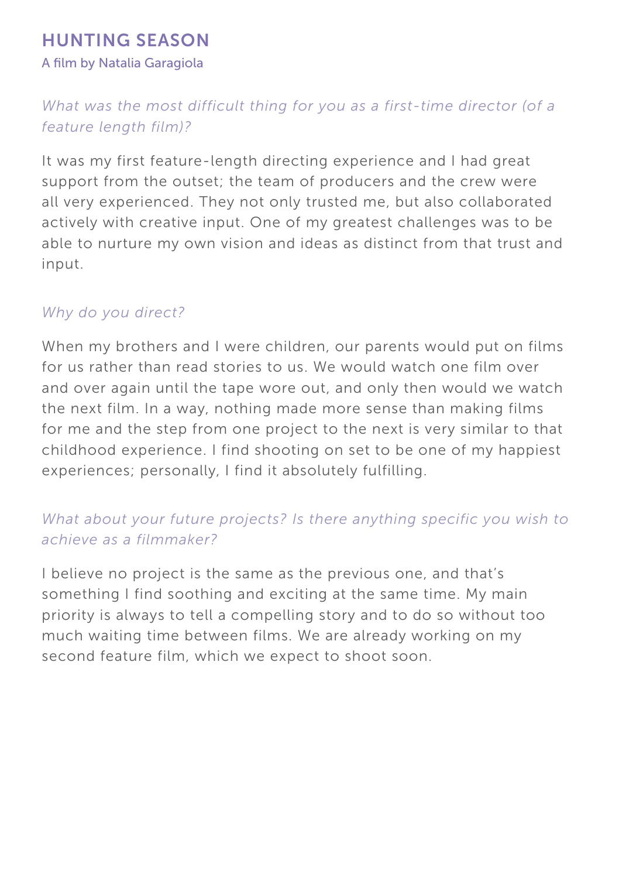## HUNTING SEASON

A film by Natalia Garagiola

*What was the most difficult thing for you as a first-time director (of a feature length film)?*

It was my first feature-length directing experience and I had great support from the outset; the team of producers and the crew were all very experienced. They not only trusted me, but also collaborated actively with creative input. One of my greatest challenges was to be able to nurture my own vision and ideas as distinct from that trust and input.

*Why do you direct?*

When my brothers and I were children, our parents would put on films for us rather than read stories to us. We would watch one film over and over again until the tape wore out, and only then would we watch the next film. In a way, nothing made more sense than making films for me and the step from one project to the next is very similar to that childhood experience. I find shooting on set to be one of my happiest experiences; personally, I find it absolutely fulfilling.

*What about your future projects? Is there anything specific you wish to achieve as a filmmaker?*

I believe no project is the same as the previous one, and that's something I find soothing and exciting at the same time. My main priority is always to tell a compelling story and to do so without too much waiting time between films. We are already working on my second feature film, which we expect to shoot soon.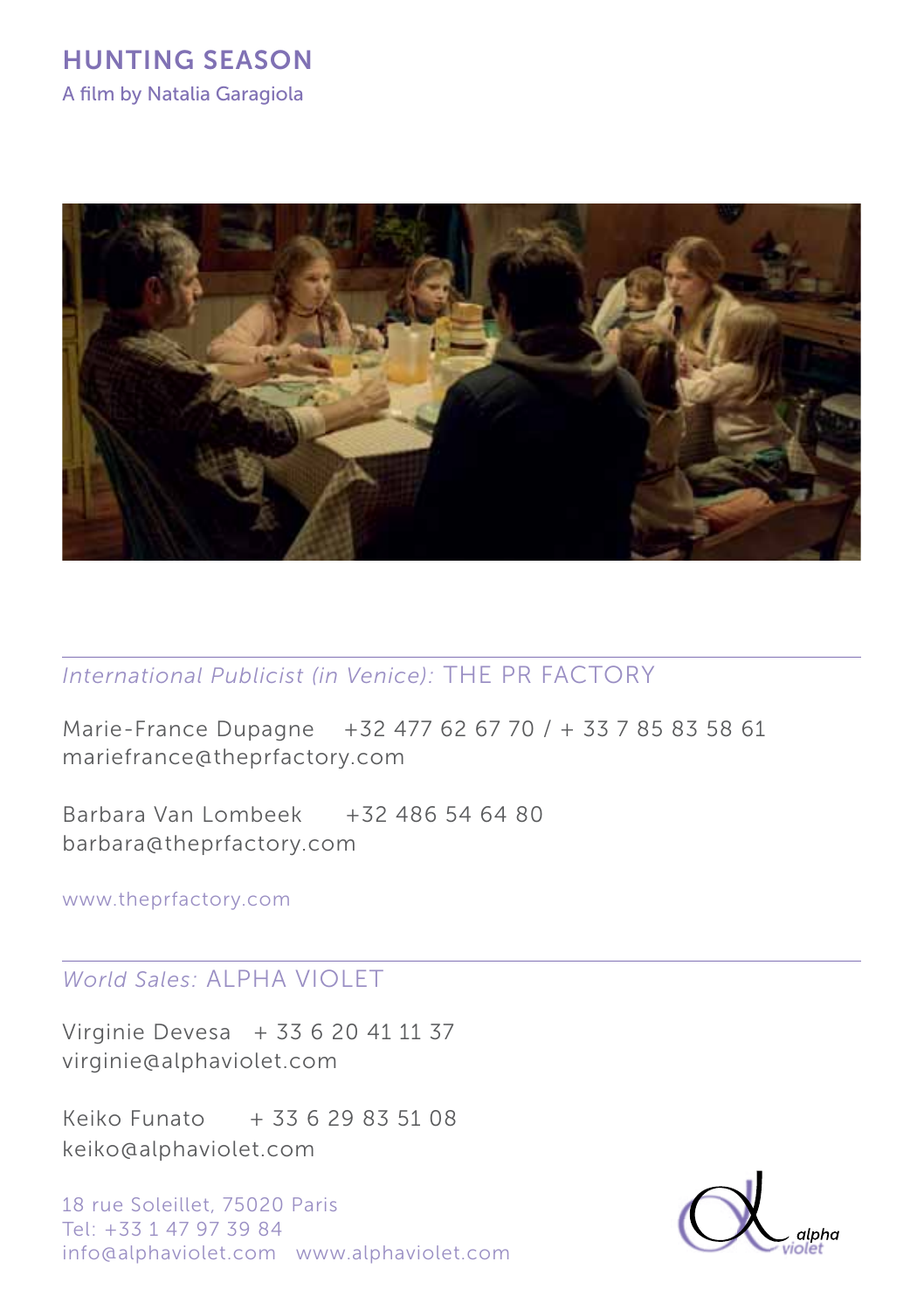# HUNTING SEASON

A film by Natalia Garagiola

*International Publicist (in Venice):* THE PR FACTORY

Marie-France Dupagne +32 477 62 67 70 / + 33 7 85 83 58 61
mariefrance@theprfactory.com

Barbara Van Lombeek +32 486 54 64 80
barbara@theprfactory.com

www.theprfactory.com

*World Sales:* ALPHA VIOLET

Virginie Devesa + 33 6 20 41 11 37
virginie@alphaviolet.com

Keiko Funato + 33 6 29 83 51 08
keiko@alphaviolet.com

18 rue Soleillet, 75020 Paris
Tel: +33 1 47 97 39 84
info@alphaviolet.com www.alphaviolet.com

alpha violet